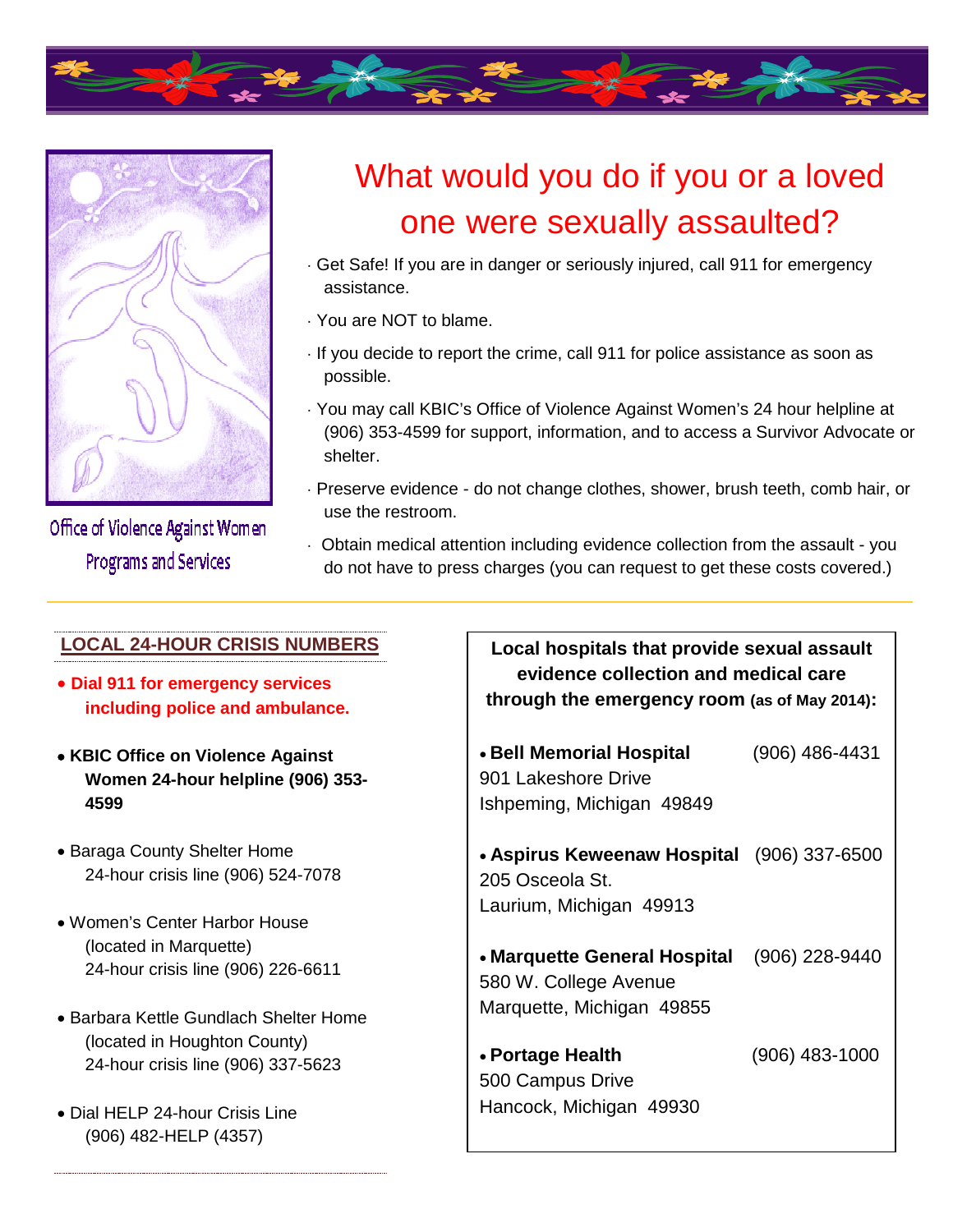Office of Violence Against Women
Programs and Services

# What would you do if you or a loved one were sexually assaulted?

- Get Safe! If you are in danger or seriously injured, call 911 for emergency assistance.
- You are NOT to blame.
- If you decide to report the crime, call 911 for police assistance as soon as possible.
- You may call KBIC's Office of Violence Against Women's 24 hour helpline at (906) 353-4599 for support, information, and to access a Survivor Advocate or shelter.
- Preserve evidence - do not change clothes, shower, brush teeth, comb hair, or use the restroom.
- Obtain medical attention including evidence collection from the assault - you do not have to press charges (you can request to get these costs covered.)

## LOCAL 24-HOUR CRISIS NUMBERS

- **Dial 911 for emergency services including police and ambulance.**
- **KBIC Office on Violence Against Women 24-hour helpline (906) 353-4599**
- Baraga County Shelter Home
  24-hour crisis line (906) 524-7078
- Women's Center Harbor House
  (located in Marquette)
  24-hour crisis line (906) 226-6611
- Barbara Kettle Gundlach Shelter Home
  (located in Houghton County)
  24-hour crisis line (906) 337-5623
- Dial HELP 24-hour Crisis Line
  (906) 482-HELP (4357)

**Local hospitals that provide sexual assault evidence collection and medical care through the emergency room (as of May 2014):**

- **Bell Memorial Hospital** (906) 486-4431
  901 Lakeshore Drive
  Ishpeming, Michigan 49849
- **Aspirus Keweenaw Hospital** (906) 337-6500
  205 Osceola St.
  Laurium, Michigan 49913
- **Marquette General Hospital** (906) 228-9440
  580 W. College Avenue
  Marquette, Michigan 49855
- **Portage Health** (906) 483-1000
  500 Campus Drive
  Hancock, Michigan 49930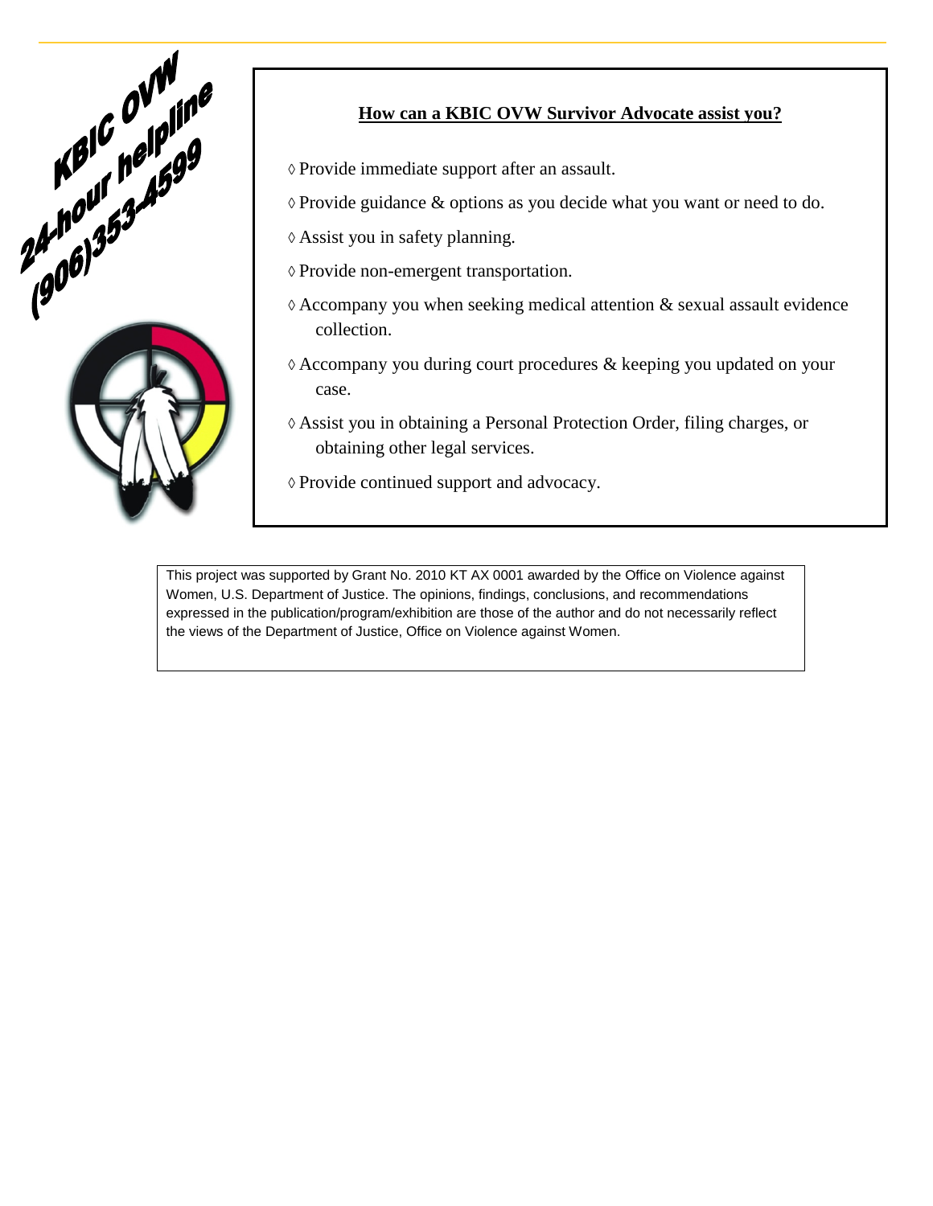KBIC OVW
24-hour helpline
(906)353-4599

**How can a KBIC OVW Survivor Advocate assist you?**

◊ Provide immediate support after an assault.

◊ Provide guidance & options as you decide what you want or need to do.

◊ Assist you in safety planning.

◊ Provide non-emergent transportation.

◊ Accompany you when seeking medical attention & sexual assault evidence collection.

◊ Accompany you during court procedures & keeping you updated on your case.

◊ Assist you in obtaining a Personal Protection Order, filing charges, or obtaining other legal services.

◊ Provide continued support and advocacy.

This project was supported by Grant No. 2010 KT AX 0001 awarded by the Office on Violence against Women, U.S. Department of Justice. The opinions, findings, conclusions, and recommendations expressed in the publication/program/exhibition are those of the author and do not necessarily reflect the views of the Department of Justice, Office on Violence against Women.